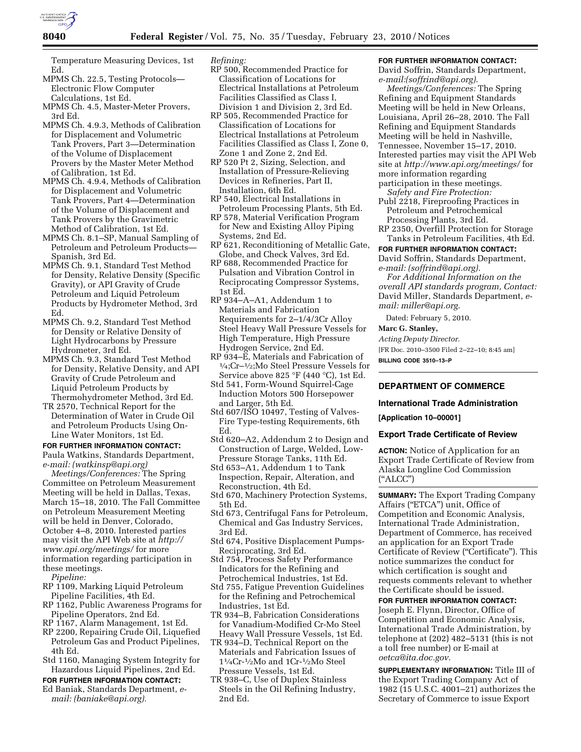Temperature Measuring Devices, 1st Ed.

MPMS Ch. 22.5, Testing Protocols—Electronic Flow Computer Calculations, 1st Ed.

MPMS Ch. 4.5, Master-Meter Provers, 3rd Ed.

MPMS Ch. 4.9.3, Methods of Calibration for Displacement and Volumetric Tank Provers, Part 3—Determination of the Volume of Displacement Provers by the Master Meter Method of Calibration, 1st Ed.

MPMS Ch. 4.9.4, Methods of Calibration for Displacement and Volumetric Tank Provers, Part 4—Determination of the Volume of Displacement and Tank Provers by the Gravimetric Method of Calibration, 1st Ed.

MPMS Ch. 8.1–SP, Manual Sampling of Petroleum and Petroleum Products—Spanish, 3rd Ed.

MPMS Ch. 9.1, Standard Test Method for Density, Relative Density (Specific Gravity), or API Gravity of Crude Petroleum and Liquid Petroleum Products by Hydrometer Method, 3rd Ed.

MPMS Ch. 9.2, Standard Test Method for Density or Relative Density of Light Hydrocarbons by Pressure Hydrometer, 3rd Ed.

MPMS Ch. 9.3, Standard Test Method for Density, Relative Density, and API Gravity of Crude Petroleum and Liquid Petroleum Products by Thermohydrometer Method, 3rd Ed.

TR 2570, Technical Report for the Determination of Water in Crude Oil and Petroleum Products Using On-Line Water Monitors, 1st Ed.

**FOR FURTHER INFORMATION CONTACT:** Paula Watkins, Standards Department, *e-mail: (watkinsp@api.org)*

*Meetings/Conferences:* The Spring Committee on Petroleum Measurement Meeting will be held in Dallas, Texas, March 15–18, 2010. The Fall Committee on Petroleum Measurement Meeting will be held in Denver, Colorado, October 4–8, 2010. Interested parties may visit the API Web site at *http://www.api.org/meetings/* for more information regarding participation in these meetings.

*Pipeline:*

RP 1109, Marking Liquid Petroleum Pipeline Facilities, 4th Ed.

RP 1162, Public Awareness Programs for Pipeline Operators, 2nd Ed.

RP 1167, Alarm Management, 1st Ed.

RP 2200, Repairing Crude Oil, Liquefied Petroleum Gas and Product Pipelines, 4th Ed.

Std 1160, Managing System Integrity for Hazardous Liquid Pipelines, 2nd Ed.

**FOR FURTHER INFORMATION CONTACT:** Ed Baniak, Standards Department, *e-mail: (baniake@api.org).*

*Refining:*

RP 500, Recommended Practice for Classification of Locations for Electrical Installations at Petroleum Facilities Classified as Class I, Division 1 and Division 2, 3rd Ed.

RP 505, Recommended Practice for Classification of Locations for Electrical Installations at Petroleum Facilities Classified as Class I, Zone 0, Zone 1 and Zone 2, 2nd Ed.

RP 520 Pt 2, Sizing, Selection, and Installation of Pressure-Relieving Devices in Refineries, Part II, Installation, 6th Ed.

RP 540, Electrical Installations in Petroleum Processing Plants, 5th Ed.

RP 578, Material Verification Program for New and Existing Alloy Piping Systems, 2nd Ed.

RP 621, Reconditioning of Metallic Gate, Globe, and Check Valves, 3rd Ed.

RP 688, Recommended Practice for Pulsation and Vibration Control in Reciprocating Compressor Systems, 1st Ed.

RP 934–A–A1, Addendum 1 to Materials and Fabrication Requirements for 2–1/4/3Cr Alloy Steel Heavy Wall Pressure Vessels for High Temperature, High Pressure Hydrogen Service, 2nd Ed.

RP 934–E, Materials and Fabrication of 1/4;Cr–1/2;Mo Steel Pressure Vessels for Service above 825 °F (440 °C), 1st Ed.

Std 541, Form-Wound Squirrel-Cage Induction Motors 500 Horsepower and Larger, 5th Ed.

Std 607/ISO 10497, Testing of Valves-Fire Type-testing Requirements, 6th Ed.

Std 620–A2, Addendum 2 to Design and Construction of Large, Welded, Low-Pressure Storage Tanks, 11th Ed.

Std 653–A1, Addendum 1 to Tank Inspection, Repair, Alteration, and Reconstruction, 4th Ed.

Std 670, Machinery Protection Systems, 5th Ed.

Std 673, Centrifugal Fans for Petroleum, Chemical and Gas Industry Services, 3rd Ed.

Std 674, Positive Displacement Pumps-Reciprocating, 3rd Ed.

Std 754, Process Safety Performance Indicators for the Refining and Petrochemical Industries, 1st Ed.

Std 755, Fatigue Prevention Guidelines for the Refining and Petrochemical Industries, 1st Ed.

TR 934–B, Fabrication Considerations for Vanadium-Modified Cr-Mo Steel Heavy Wall Pressure Vessels, 1st Ed.

TR 934–D, Technical Report on the Materials and Fabrication Issues of 1¼Cr-½Mo and 1Cr-½Mo Steel Pressure Vessels, 1st Ed.

TR 938–C, Use of Duplex Stainless Steels in the Oil Refining Industry, 2nd Ed.

**FOR FURTHER INFORMATION CONTACT:** David Soffrin, Standards Department, *e-mail:(soffrind@api.org).*

*Meetings/Conferences:* The Spring Refining and Equipment Standards Meeting will be held in New Orleans, Louisiana, April 26–28, 2010. The Fall Refining and Equipment Standards Meeting will be held in Nashville, Tennessee, November 15–17, 2010. Interested parties may visit the API Web site at *http://www.api.org/meetings/* for more information regarding participation in these meetings.

*Safety and Fire Protection:*

Publ 2218, Fireproofing Practices in Petroleum and Petrochemical Processing Plants, 3rd Ed.

RP 2350, Overfill Protection for Storage Tanks in Petroleum Facilities, 4th Ed.

**FOR FURTHER INFORMATION CONTACT:** David Soffrin, Standards Department, *e-mail: (soffrind@api.org).*

*For Additional Information on the overall API standards program, Contact:* David Miller, Standards Department, *e-mail: miller@api.org.*

Dated: February 5, 2010.

**Marc G. Stanley,**

*Acting Deputy Director.*

[FR Doc. 2010–3500 Filed 2–22–10; 8:45 am]

**BILLING CODE 3510–13–P**

---

## DEPARTMENT OF COMMERCE

### International Trade Administration

**[Application 10–00001]**

### Export Trade Certificate of Review

**ACTION:** Notice of Application for an Export Trade Certificate of Review from Alaska Longline Cod Commission ("ALCC")

**SUMMARY:** The Export Trading Company Affairs ("ETCA") unit, Office of Competition and Economic Analysis, International Trade Administration, Department of Commerce, has received an application for an Export Trade Certificate of Review ("Certificate"). This notice summarizes the conduct for which certification is sought and requests comments relevant to whether the Certificate should be issued.

**FOR FURTHER INFORMATION CONTACT:** Joseph E. Flynn, Director, Office of Competition and Economic Analysis, International Trade Administration, by telephone at (202) 482–5131 (this is not a toll free number) or E-mail at *oetca@ita.doc.gov.*

**SUPPLEMENTARY INFORMATION:** Title III of the Export Trading Company Act of 1982 (15 U.S.C. 4001–21) authorizes the Secretary of Commerce to issue Export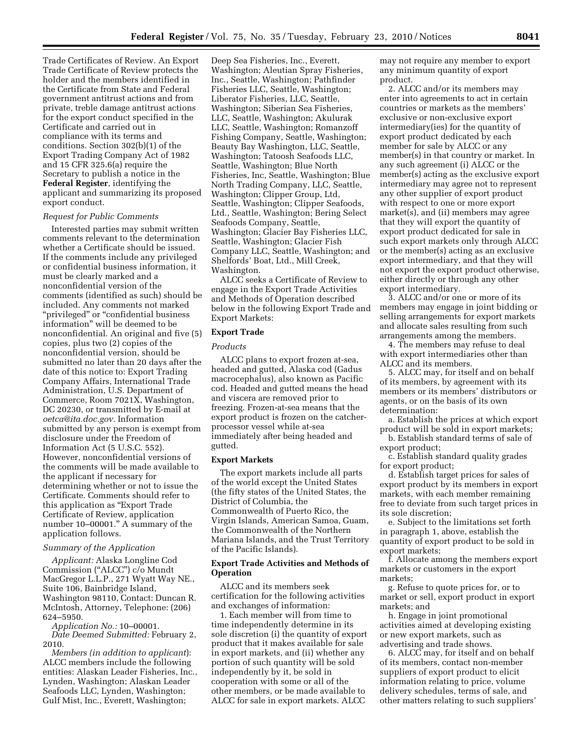Trade Certificates of Review. An Export Trade Certificate of Review protects the holder and the members identified in the Certificate from State and Federal government antitrust actions and from private, treble damage antitrust actions for the export conduct specified in the Certificate and carried out in compliance with its terms and conditions. Section 302(b)(1) of the Export Trading Company Act of 1982 and 15 CFR 325.6(a) require the Secretary to publish a notice in the **Federal Register**, identifying the applicant and summarizing its proposed export conduct.

*Request for Public Comments*

Interested parties may submit written comments relevant to the determination whether a Certificate should be issued. If the comments include any privileged or confidential business information, it must be clearly marked and a nonconfidential version of the comments (identified as such) should be included. Any comments not marked "privileged" or "confidential business information" will be deemed to be nonconfidential. An original and five (5) copies, plus two (2) copies of the nonconfidential version, should be submitted no later than 20 days after the date of this notice to: Export Trading Company Affairs, International Trade Administration, U.S. Department of Commerce, Room 7021X, Washington, DC 20230, or transmitted by E-mail at *oetca@ita.doc.gov.* Information submitted by any person is exempt from disclosure under the Freedom of Information Act (5 U.S.C. 552). However, nonconfidential versions of the comments will be made available to the applicant if necessary for determining whether or not to issue the Certificate. Comments should refer to this application as "Export Trade Certificate of Review, application number 10–00001." A summary of the application follows.

*Summary of the Application*

*Applicant:* Alaska Longline Cod Commission ("ALCC") c/o Mundt MacGregor L.L.P., 271 Wyatt Way NE., Suite 106, Bainbridge Island, Washington 98110, Contact: Duncan R. McIntosh, Attorney, Telephone: (206) 624–5950.

*Application No.:* 10–00001.

*Date Deemed Submitted:* February 2, 2010.

*Members (in addition to applicant)*: ALCC members include the following entities: Alaskan Leader Fisheries, Inc., Lynden, Washington; Alaskan Leader Seafoods LLC, Lynden, Washington; Gulf Mist, Inc., Everett, Washington; Deep Sea Fisheries, Inc., Everett, Washington; Aleutian Spray Fisheries, Inc., Seattle, Washington; Pathfinder Fisheries LLC, Seattle, Washington; Liberator Fisheries, LLC, Seattle, Washington; Siberian Sea Fisheries, LLC, Seattle, Washington; Akulurak LLC, Seattle, Washington; Romanzoff Fishing Company, Seattle, Washington; Beauty Bay Washington, LLC, Seattle, Washington; Tatoosh Seafoods LLC, Seattle, Washington; Blue North Fisheries, Inc, Seattle, Washington; Blue North Trading Company, LLC, Seattle, Washington; Clipper Group, Ltd, Seattle, Washington; Clipper Seafoods, Ltd., Seattle, Washington; Bering Select Seafoods Company, Seattle, Washington; Glacier Bay Fisheries LLC, Seattle, Washington; Glacier Fish Company LLC, Seattle, Washington; and Shelfords' Boat, Ltd., Mill Creek, Washington.

ALCC seeks a Certificate of Review to engage in the Export Trade Activities and Methods of Operation described below in the following Export Trade and Export Markets:

**Export Trade**

*Products*

ALCC plans to export frozen at-sea, headed and gutted, Alaska cod (Gadus macrocephalus), also known as Pacific cod. Headed and gutted means the head and viscera are removed prior to freezing. Frozen-at-sea means that the export product is frozen on the catcher-processor vessel while at-sea immediately after being headed and gutted.

**Export Markets**

The export markets include all parts of the world except the United States (the fifty states of the United States, the District of Columbia, the Commonwealth of Puerto Rico, the Virgin Islands, American Samoa, Guam, the Commonwealth of the Northern Mariana Islands, and the Trust Territory of the Pacific Islands).

**Export Trade Activities and Methods of Operation**

ALCC and its members seek certification for the following activities and exchanges of information:

1. Each member will from time to time independently determine in its sole discretion (i) the quantity of export product that it makes available for sale in export markets, and (ii) whether any portion of such quantity will be sold independently by it, be sold in cooperation with some or all of the other members, or be made available to ALCC for sale in export markets. ALCC may not require any member to export any minimum quantity of export product.

2. ALCC and/or its members may enter into agreements to act in certain countries or markets as the members' exclusive or non-exclusive export intermediary(ies) for the quantity of export product dedicated by each member for sale by ALCC or any member(s) in that country or market. In any such agreement (i) ALCC or the member(s) acting as the exclusive export intermediary may agree not to represent any other supplier of export product with respect to one or more export market(s), and (ii) members may agree that they will export the quantity of export product dedicated for sale in such export markets only through ALCC or the member(s) acting as an exclusive export intermediary, and that they will not export the export product otherwise, either directly or through any other export intermediary.

3. ALCC and/or one or more of its members may engage in joint bidding or selling arrangements for export markets and allocate sales resulting from such arrangements among the members.

4. The members may refuse to deal with export intermediaries other than ALCC and its members.

5. ALCC may, for itself and on behalf of its members, by agreement with its members or its members' distributors or agents, or on the basis of its own determination:

a. Establish the prices at which export product will be sold in export markets;

b. Establish standard terms of sale of export product;

c. Establish standard quality grades for export product;

d. Establish target prices for sales of export product by its members in export markets, with each member remaining free to deviate from such target prices in its sole discretion;

e. Subject to the limitations set forth in paragraph 1, above, establish the quantity of export product to be sold in export markets;

f. Allocate among the members export markets or customers in the export markets;

g. Refuse to quote prices for, or to market or sell, export product in export markets; and

h. Engage in joint promotional activities aimed at developing existing or new export markets, such as advertising and trade shows.

6. ALCC may, for itself and on behalf of its members, contact non-member suppliers of export product to elicit information relating to price, volume delivery schedules, terms of sale, and other matters relating to such suppliers'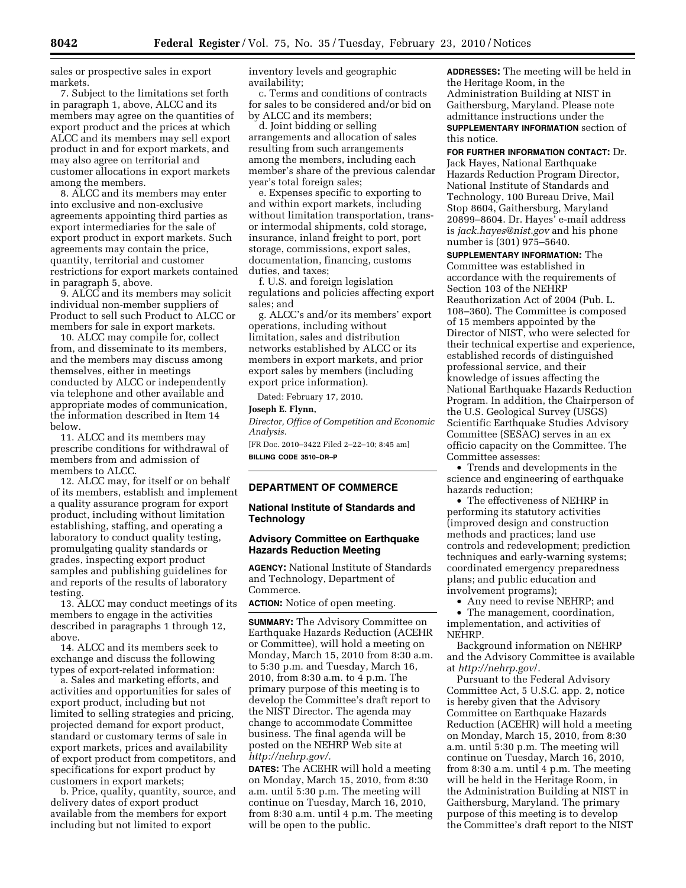sales or prospective sales in export markets.

7. Subject to the limitations set forth in paragraph 1, above, ALCC and its members may agree on the quantities of export product and the prices at which ALCC and its members may sell export product in and for export markets, and may also agree on territorial and customer allocations in export markets among the members.

8. ALCC and its members may enter into exclusive and non-exclusive agreements appointing third parties as export intermediaries for the sale of export product in export markets. Such agreements may contain the price, quantity, territorial and customer restrictions for export markets contained in paragraph 5, above.

9. ALCC and its members may solicit individual non-member suppliers of Product to sell such Product to ALCC or members for sale in export markets.

10. ALCC may compile for, collect from, and disseminate to its members, and the members may discuss among themselves, either in meetings conducted by ALCC or independently via telephone and other available and appropriate modes of communication, the information described in Item 14 below.

11. ALCC and its members may prescribe conditions for withdrawal of members from and admission of members to ALCC.

12. ALCC may, for itself or on behalf of its members, establish and implement a quality assurance program for export product, including without limitation establishing, staffing, and operating a laboratory to conduct quality testing, promulgating quality standards or grades, inspecting export product samples and publishing guidelines for and reports of the results of laboratory testing.

13. ALCC may conduct meetings of its members to engage in the activities described in paragraphs 1 through 12, above.

14. ALCC and its members seek to exchange and discuss the following types of export-related information:

a. Sales and marketing efforts, and activities and opportunities for sales of export product, including but not limited to selling strategies and pricing, projected demand for export product, standard or customary terms of sale in export markets, prices and availability of export product from competitors, and specifications for export product by customers in export markets;

b. Price, quality, quantity, source, and delivery dates of export product available from the members for export including but not limited to export inventory levels and geographic availability;

c. Terms and conditions of contracts for sales to be considered and/or bid on by ALCC and its members;

d. Joint bidding or selling arrangements and allocation of sales resulting from such arrangements among the members, including each member's share of the previous calendar year's total foreign sales;

e. Expenses specific to exporting to and within export markets, including without limitation transportation, trans- or intermodal shipments, cold storage, insurance, inland freight to port, port storage, commissions, export sales, documentation, financing, customs duties, and taxes;

f. U.S. and foreign legislation regulations and policies affecting export sales; and

g. ALCC's and/or its members' export operations, including without limitation, sales and distribution networks established by ALCC or its members in export markets, and prior export sales by members (including export price information).

Dated: February 17, 2010.

**Joseph E. Flynn,**

*Director, Office of Competition and Economic Analysis.*

[FR Doc. 2010–3422 Filed 2–22–10; 8:45 am]

**BILLING CODE 3510–DR–P**

## DEPARTMENT OF COMMERCE

### National Institute of Standards and Technology

### Advisory Committee on Earthquake Hazards Reduction Meeting

**AGENCY:** National Institute of Standards and Technology, Department of Commerce.

**ACTION:** Notice of open meeting.

**SUMMARY:** The Advisory Committee on Earthquake Hazards Reduction (ACEHR or Committee), will hold a meeting on Monday, March 15, 2010 from 8:30 a.m. to 5:30 p.m. and Tuesday, March 16, 2010, from 8:30 a.m. to 4 p.m. The primary purpose of this meeting is to develop the Committee's draft report to the NIST Director. The agenda may change to accommodate Committee business. The final agenda will be posted on the NEHRP Web site at *http://nehrp.gov/.*

**DATES:** The ACEHR will hold a meeting on Monday, March 15, 2010, from 8:30 a.m. until 5:30 p.m. The meeting will continue on Tuesday, March 16, 2010, from 8:30 a.m. until 4 p.m. The meeting will be open to the public.

**ADDRESSES:** The meeting will be held in the Heritage Room, in the Administration Building at NIST in Gaithersburg, Maryland. Please note admittance instructions under the **SUPPLEMENTARY INFORMATION** section of this notice.

**FOR FURTHER INFORMATION CONTACT:** Dr. Jack Hayes, National Earthquake Hazards Reduction Program Director, National Institute of Standards and Technology, 100 Bureau Drive, Mail Stop 8604, Gaithersburg, Maryland 20899–8604. Dr. Hayes' e-mail address is *jack.hayes@nist.gov* and his phone number is (301) 975–5640.

**SUPPLEMENTARY INFORMATION:** The Committee was established in accordance with the requirements of Section 103 of the NEHRP Reauthorization Act of 2004 (Pub. L. 108–360). The Committee is composed of 15 members appointed by the Director of NIST, who were selected for their technical expertise and experience, established records of distinguished professional service, and their knowledge of issues affecting the National Earthquake Hazards Reduction Program. In addition, the Chairperson of the U.S. Geological Survey (USGS) Scientific Earthquake Studies Advisory Committee (SESAC) serves in an ex officio capacity on the Committee. The Committee assesses:

- Trends and developments in the science and engineering of earthquake hazards reduction;
- The effectiveness of NEHRP in performing its statutory activities (improved design and construction methods and practices; land use controls and redevelopment; prediction techniques and early-warning systems; coordinated emergency preparedness plans; and public education and involvement programs);
- Any need to revise NEHRP; and
- The management, coordination, implementation, and activities of NEHRP.

Background information on NEHRP and the Advisory Committee is available at *http://nehrp.gov/*.

Pursuant to the Federal Advisory Committee Act, 5 U.S.C. app. 2, notice is hereby given that the Advisory Committee on Earthquake Hazards Reduction (ACEHR) will hold a meeting on Monday, March 15, 2010, from 8:30 a.m. until 5:30 p.m. The meeting will continue on Tuesday, March 16, 2010, from 8:30 a.m. until 4 p.m. The meeting will be held in the Heritage Room, in the Administration Building at NIST in Gaithersburg, Maryland. The primary purpose of this meeting is to develop the Committee's draft report to the NIST